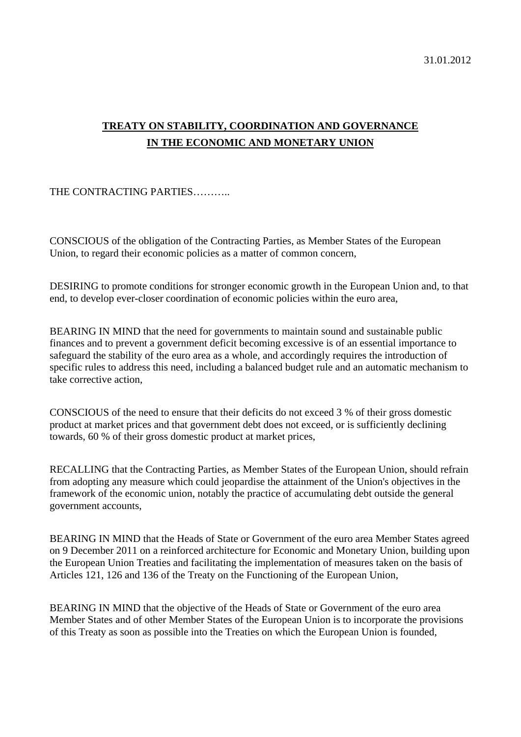31.01.2012

# TREATY ON STABILITY, COORDINATION AND GOVERNANCE IN THE ECONOMIC AND MONETARY UNION

THE CONTRACTING PARTIES………..

CONSCIOUS of the obligation of the Contracting Parties, as Member States of the European Union, to regard their economic policies as a matter of common concern,

DESIRING to promote conditions for stronger economic growth in the European Union and, to that end, to develop ever-closer coordination of economic policies within the euro area,

BEARING IN MIND that the need for governments to maintain sound and sustainable public finances and to prevent a government deficit becoming excessive is of an essential importance to safeguard the stability of the euro area as a whole, and accordingly requires the introduction of specific rules to address this need, including a balanced budget rule and an automatic mechanism to take corrective action,

CONSCIOUS of the need to ensure that their deficits do not exceed 3 % of their gross domestic product at market prices and that government debt does not exceed, or is sufficiently declining towards, 60 % of their gross domestic product at market prices,

RECALLING that the Contracting Parties, as Member States of the European Union, should refrain from adopting any measure which could jeopardise the attainment of the Union's objectives in the framework of the economic union, notably the practice of accumulating debt outside the general government accounts,

BEARING IN MIND that the Heads of State or Government of the euro area Member States agreed on 9 December 2011 on a reinforced architecture for Economic and Monetary Union, building upon the European Union Treaties and facilitating the implementation of measures taken on the basis of Articles 121, 126 and 136 of the Treaty on the Functioning of the European Union,

BEARING IN MIND that the objective of the Heads of State or Government of the euro area Member States and of other Member States of the European Union is to incorporate the provisions of this Treaty as soon as possible into the Treaties on which the European Union is founded,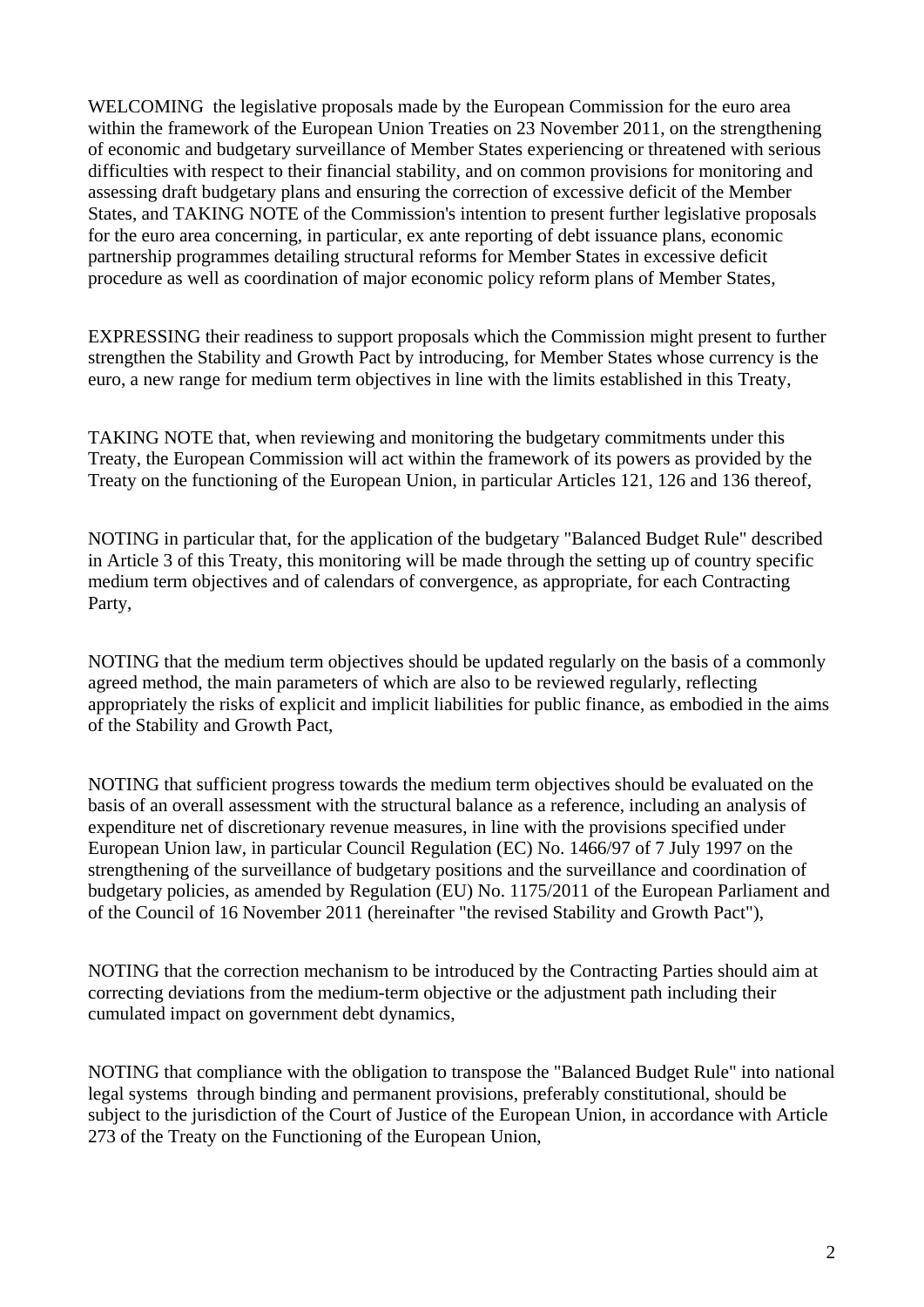WELCOMING  the legislative proposals made by the European Commission for the euro area within the framework of the European Union Treaties on 23 November 2011, on the strengthening of economic and budgetary surveillance of Member States experiencing or threatened with serious difficulties with respect to their financial stability, and on common provisions for monitoring and assessing draft budgetary plans and ensuring the correction of excessive deficit of the Member States, and TAKING NOTE of the Commission's intention to present further legislative proposals for the euro area concerning, in particular, ex ante reporting of debt issuance plans, economic partnership programmes detailing structural reforms for Member States in excessive deficit procedure as well as coordination of major economic policy reform plans of Member States,

EXPRESSING their readiness to support proposals which the Commission might present to further strengthen the Stability and Growth Pact by introducing, for Member States whose currency is the euro, a new range for medium term objectives in line with the limits established in this Treaty,

TAKING NOTE that, when reviewing and monitoring the budgetary commitments under this Treaty, the European Commission will act within the framework of its powers as provided by the Treaty on the functioning of the European Union, in particular Articles 121, 126 and 136 thereof,

NOTING in particular that, for the application of the budgetary "Balanced Budget Rule" described in Article 3 of this Treaty, this monitoring will be made through the setting up of country specific medium term objectives and of calendars of convergence, as appropriate, for each Contracting Party,

NOTING that the medium term objectives should be updated regularly on the basis of a commonly agreed method, the main parameters of which are also to be reviewed regularly, reflecting appropriately the risks of explicit and implicit liabilities for public finance, as embodied in the aims of the Stability and Growth Pact,

NOTING that sufficient progress towards the medium term objectives should be evaluated on the basis of an overall assessment with the structural balance as a reference, including an analysis of expenditure net of discretionary revenue measures, in line with the provisions specified under European Union law, in particular Council Regulation (EC) No. 1466/97 of 7 July 1997 on the strengthening of the surveillance of budgetary positions and the surveillance and coordination of budgetary policies, as amended by Regulation (EU) No. 1175/2011 of the European Parliament and of the Council of 16 November 2011 (hereinafter "the revised Stability and Growth Pact"),

NOTING that the correction mechanism to be introduced by the Contracting Parties should aim at correcting deviations from the medium-term objective or the adjustment path including their cumulated impact on government debt dynamics,

NOTING that compliance with the obligation to transpose the "Balanced Budget Rule" into national legal systems  through binding and permanent provisions, preferably constitutional, should be subject to the jurisdiction of the Court of Justice of the European Union, in accordance with Article 273 of the Treaty on the Functioning of the European Union,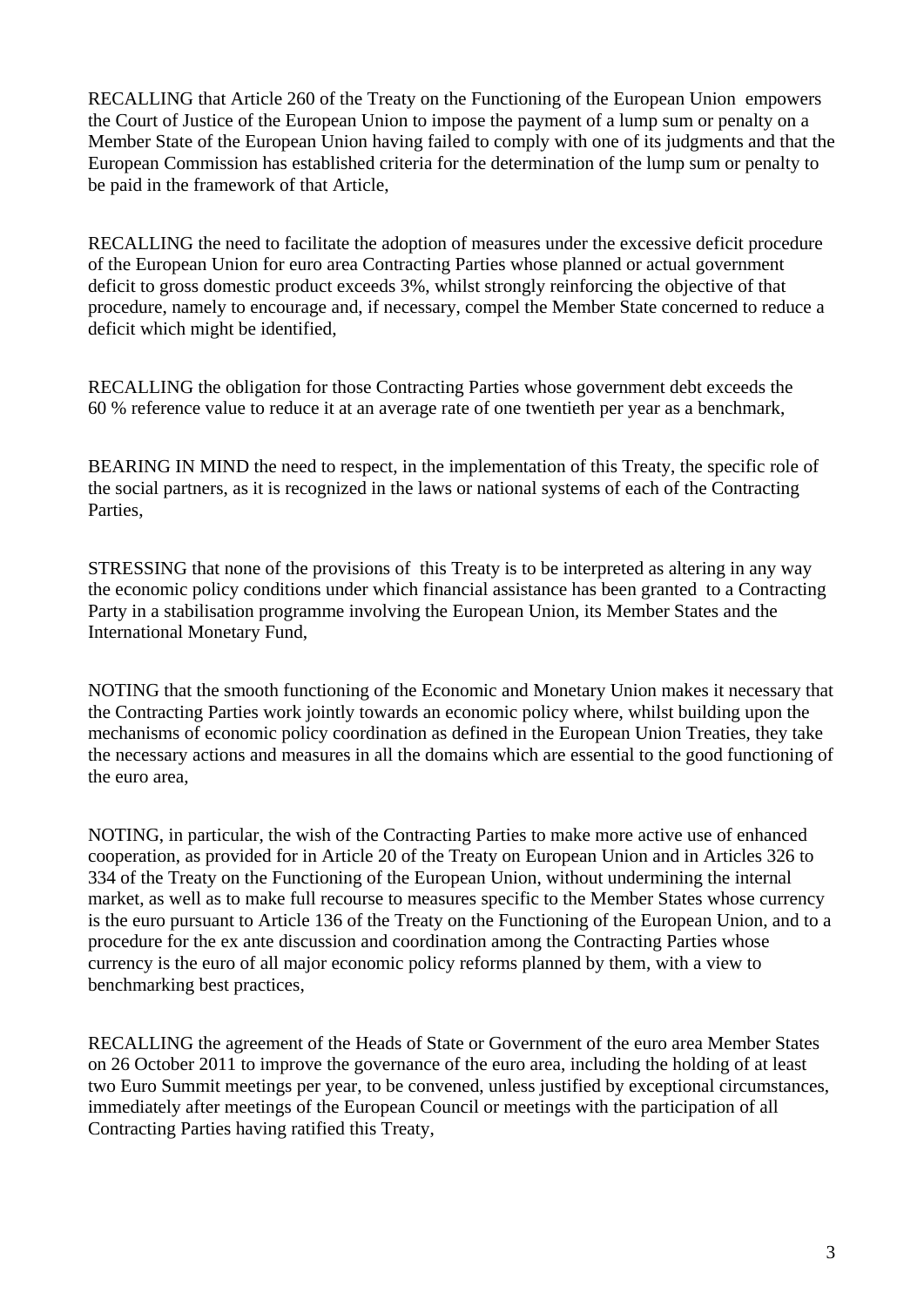RECALLING that Article 260 of the Treaty on the Functioning of the European Union empowers the Court of Justice of the European Union to impose the payment of a lump sum or penalty on a Member State of the European Union having failed to comply with one of its judgments and that the European Commission has established criteria for the determination of the lump sum or penalty to be paid in the framework of that Article,

RECALLING the need to facilitate the adoption of measures under the excessive deficit procedure of the European Union for euro area Contracting Parties whose planned or actual government deficit to gross domestic product exceeds 3%, whilst strongly reinforcing the objective of that procedure, namely to encourage and, if necessary, compel the Member State concerned to reduce a deficit which might be identified,

RECALLING the obligation for those Contracting Parties whose government debt exceeds the 60 % reference value to reduce it at an average rate of one twentieth per year as a benchmark,

BEARING IN MIND the need to respect, in the implementation of this Treaty, the specific role of the social partners, as it is recognized in the laws or national systems of each of the Contracting Parties,

STRESSING that none of the provisions of this Treaty is to be interpreted as altering in any way the economic policy conditions under which financial assistance has been granted to a Contracting Party in a stabilisation programme involving the European Union, its Member States and the International Monetary Fund,

NOTING that the smooth functioning of the Economic and Monetary Union makes it necessary that the Contracting Parties work jointly towards an economic policy where, whilst building upon the mechanisms of economic policy coordination as defined in the European Union Treaties, they take the necessary actions and measures in all the domains which are essential to the good functioning of the euro area,

NOTING, in particular, the wish of the Contracting Parties to make more active use of enhanced cooperation, as provided for in Article 20 of the Treaty on European Union and in Articles 326 to 334 of the Treaty on the Functioning of the European Union, without undermining the internal market, as well as to make full recourse to measures specific to the Member States whose currency is the euro pursuant to Article 136 of the Treaty on the Functioning of the European Union, and to a procedure for the ex ante discussion and coordination among the Contracting Parties whose currency is the euro of all major economic policy reforms planned by them, with a view to benchmarking best practices,

RECALLING the agreement of the Heads of State or Government of the euro area Member States on 26 October 2011 to improve the governance of the euro area, including the holding of at least two Euro Summit meetings per year, to be convened, unless justified by exceptional circumstances, immediately after meetings of the European Council or meetings with the participation of all Contracting Parties having ratified this Treaty,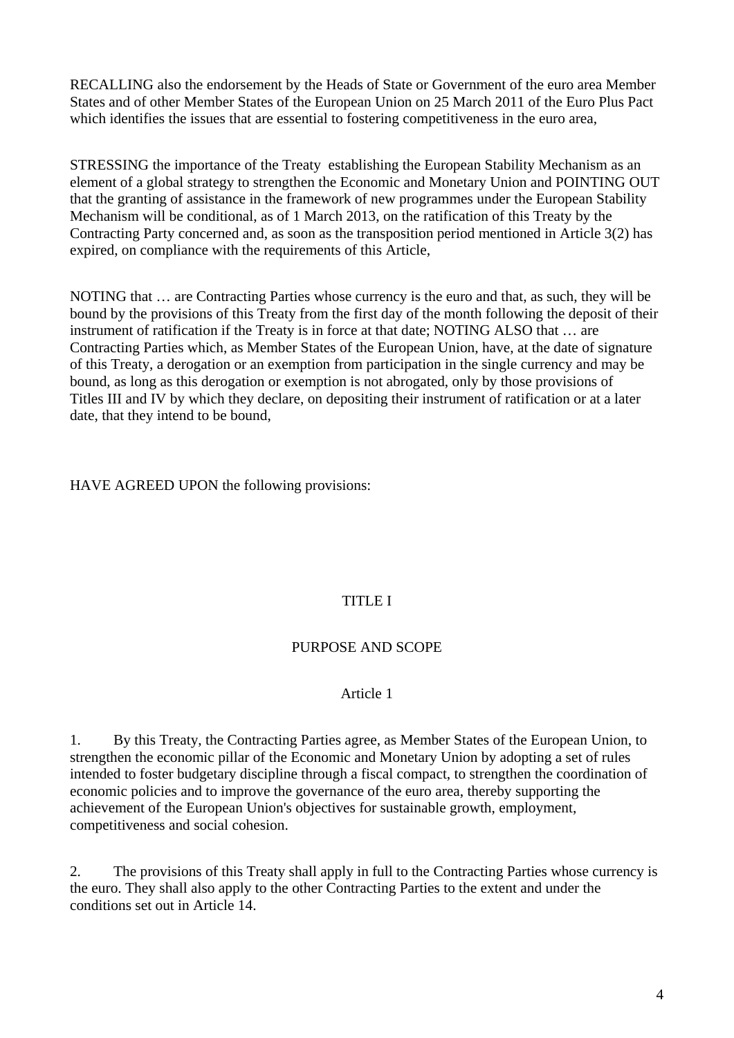RECALLING also the endorsement by the Heads of State or Government of the euro area Member States and of other Member States of the European Union on 25 March 2011 of the Euro Plus Pact which identifies the issues that are essential to fostering competitiveness in the euro area,

STRESSING the importance of the Treaty establishing the European Stability Mechanism as an element of a global strategy to strengthen the Economic and Monetary Union and POINTING OUT that the granting of assistance in the framework of new programmes under the European Stability Mechanism will be conditional, as of 1 March 2013, on the ratification of this Treaty by the Contracting Party concerned and, as soon as the transposition period mentioned in Article 3(2) has expired, on compliance with the requirements of this Article,

NOTING that … are Contracting Parties whose currency is the euro and that, as such, they will be bound by the provisions of this Treaty from the first day of the month following the deposit of their instrument of ratification if the Treaty is in force at that date; NOTING ALSO that … are Contracting Parties which, as Member States of the European Union, have, at the date of signature of this Treaty, a derogation or an exemption from participation in the single currency and may be bound, as long as this derogation or exemption is not abrogated, only by those provisions of Titles III and IV by which they declare, on depositing their instrument of ratification or at a later date, that they intend to be bound,

HAVE AGREED UPON the following provisions:

## TITLE I

## PURPOSE AND SCOPE

### Article 1

1. By this Treaty, the Contracting Parties agree, as Member States of the European Union, to strengthen the economic pillar of the Economic and Monetary Union by adopting a set of rules intended to foster budgetary discipline through a fiscal compact, to strengthen the coordination of economic policies and to improve the governance of the euro area, thereby supporting the achievement of the European Union's objectives for sustainable growth, employment, competitiveness and social cohesion.

2. The provisions of this Treaty shall apply in full to the Contracting Parties whose currency is the euro. They shall also apply to the other Contracting Parties to the extent and under the conditions set out in Article 14.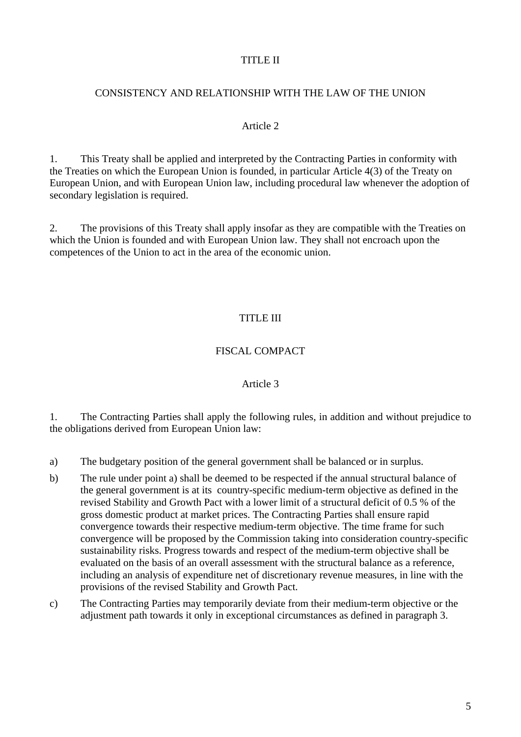## TITLE II

## CONSISTENCY AND RELATIONSHIP WITH THE LAW OF THE UNION

### Article 2

1. This Treaty shall be applied and interpreted by the Contracting Parties in conformity with the Treaties on which the European Union is founded, in particular Article 4(3) of the Treaty on European Union, and with European Union law, including procedural law whenever the adoption of secondary legislation is required.

2. The provisions of this Treaty shall apply insofar as they are compatible with the Treaties on which the Union is founded and with European Union law. They shall not encroach upon the competences of the Union to act in the area of the economic union.

## TITLE III

## FISCAL COMPACT

### Article 3

1. The Contracting Parties shall apply the following rules, in addition and without prejudice to the obligations derived from European Union law:

a) The budgetary position of the general government shall be balanced or in surplus.

b) The rule under point a) shall be deemed to be respected if the annual structural balance of the general government is at its country-specific medium-term objective as defined in the revised Stability and Growth Pact with a lower limit of a structural deficit of 0.5 % of the gross domestic product at market prices. The Contracting Parties shall ensure rapid convergence towards their respective medium-term objective. The time frame for such convergence will be proposed by the Commission taking into consideration country-specific sustainability risks. Progress towards and respect of the medium-term objective shall be evaluated on the basis of an overall assessment with the structural balance as a reference, including an analysis of expenditure net of discretionary revenue measures, in line with the provisions of the revised Stability and Growth Pact.

c) The Contracting Parties may temporarily deviate from their medium-term objective or the adjustment path towards it only in exceptional circumstances as defined in paragraph 3.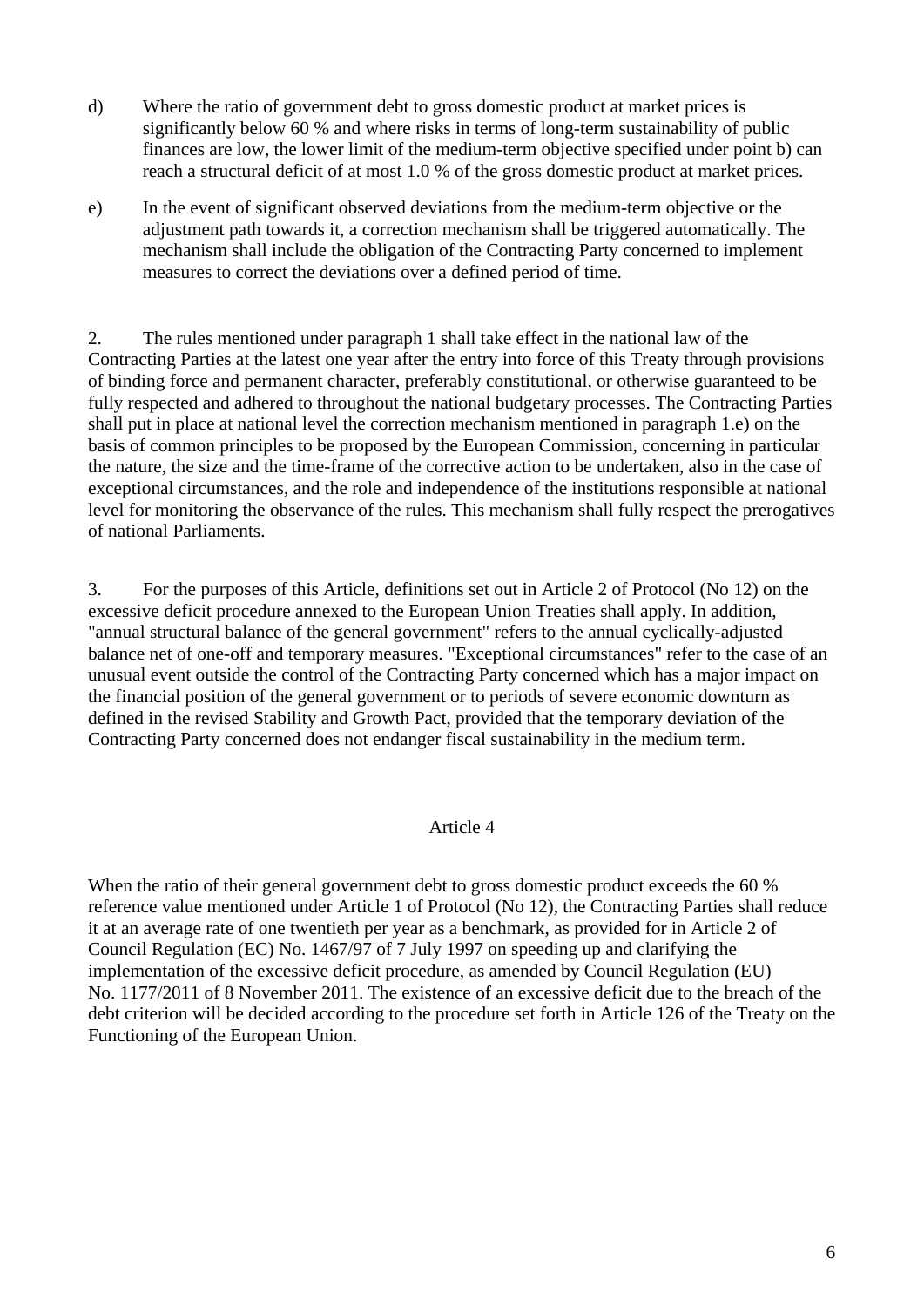d) Where the ratio of government debt to gross domestic product at market prices is significantly below 60 % and where risks in terms of long-term sustainability of public finances are low, the lower limit of the medium-term objective specified under point b) can reach a structural deficit of at most 1.0 % of the gross domestic product at market prices.

e) In the event of significant observed deviations from the medium-term objective or the adjustment path towards it, a correction mechanism shall be triggered automatically. The mechanism shall include the obligation of the Contracting Party concerned to implement measures to correct the deviations over a defined period of time.

2. The rules mentioned under paragraph 1 shall take effect in the national law of the Contracting Parties at the latest one year after the entry into force of this Treaty through provisions of binding force and permanent character, preferably constitutional, or otherwise guaranteed to be fully respected and adhered to throughout the national budgetary processes. The Contracting Parties shall put in place at national level the correction mechanism mentioned in paragraph 1.e) on the basis of common principles to be proposed by the European Commission, concerning in particular the nature, the size and the time-frame of the corrective action to be undertaken, also in the case of exceptional circumstances, and the role and independence of the institutions responsible at national level for monitoring the observance of the rules. This mechanism shall fully respect the prerogatives of national Parliaments.

3. For the purposes of this Article, definitions set out in Article 2 of Protocol (No 12) on the excessive deficit procedure annexed to the European Union Treaties shall apply. In addition, "annual structural balance of the general government" refers to the annual cyclically-adjusted balance net of one-off and temporary measures. "Exceptional circumstances" refer to the case of an unusual event outside the control of the Contracting Party concerned which has a major impact on the financial position of the general government or to periods of severe economic downturn as defined in the revised Stability and Growth Pact, provided that the temporary deviation of the Contracting Party concerned does not endanger fiscal sustainability in the medium term.

## Article 4

When the ratio of their general government debt to gross domestic product exceeds the 60 % reference value mentioned under Article 1 of Protocol (No 12), the Contracting Parties shall reduce it at an average rate of one twentieth per year as a benchmark, as provided for in Article 2 of Council Regulation (EC) No. 1467/97 of 7 July 1997 on speeding up and clarifying the implementation of the excessive deficit procedure, as amended by Council Regulation (EU) No. 1177/2011 of 8 November 2011. The existence of an excessive deficit due to the breach of the debt criterion will be decided according to the procedure set forth in Article 126 of the Treaty on the Functioning of the European Union.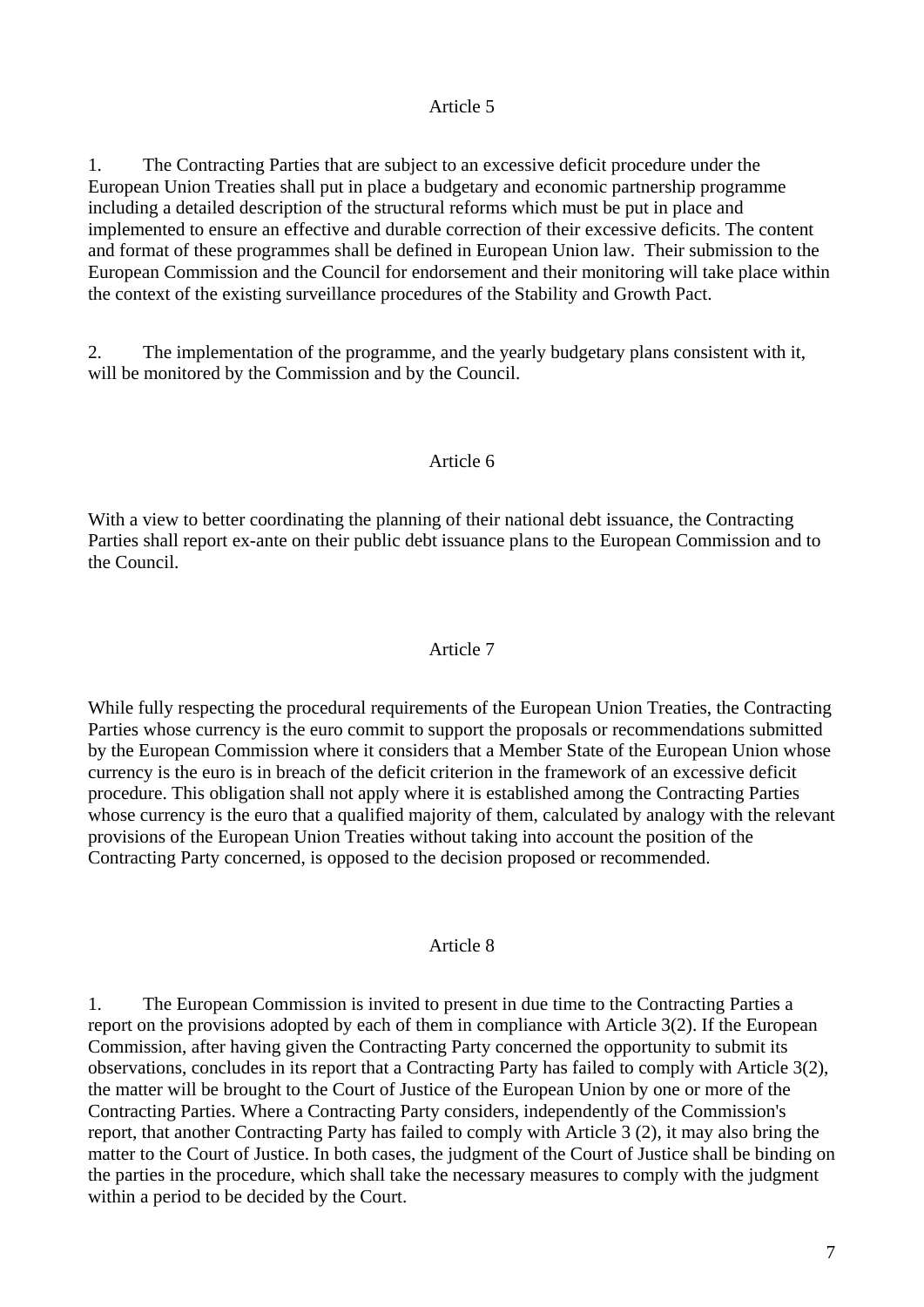## Article 5

1. The Contracting Parties that are subject to an excessive deficit procedure under the European Union Treaties shall put in place a budgetary and economic partnership programme including a detailed description of the structural reforms which must be put in place and implemented to ensure an effective and durable correction of their excessive deficits. The content and format of these programmes shall be defined in European Union law. Their submission to the European Commission and the Council for endorsement and their monitoring will take place within the context of the existing surveillance procedures of the Stability and Growth Pact.

2. The implementation of the programme, and the yearly budgetary plans consistent with it, will be monitored by the Commission and by the Council.

## Article 6

With a view to better coordinating the planning of their national debt issuance, the Contracting Parties shall report ex-ante on their public debt issuance plans to the European Commission and to the Council.

## Article 7

While fully respecting the procedural requirements of the European Union Treaties, the Contracting Parties whose currency is the euro commit to support the proposals or recommendations submitted by the European Commission where it considers that a Member State of the European Union whose currency is the euro is in breach of the deficit criterion in the framework of an excessive deficit procedure. This obligation shall not apply where it is established among the Contracting Parties whose currency is the euro that a qualified majority of them, calculated by analogy with the relevant provisions of the European Union Treaties without taking into account the position of the Contracting Party concerned, is opposed to the decision proposed or recommended.

## Article 8

1. The European Commission is invited to present in due time to the Contracting Parties a report on the provisions adopted by each of them in compliance with Article 3(2). If the European Commission, after having given the Contracting Party concerned the opportunity to submit its observations, concludes in its report that a Contracting Party has failed to comply with Article 3(2), the matter will be brought to the Court of Justice of the European Union by one or more of the Contracting Parties. Where a Contracting Party considers, independently of the Commission's report, that another Contracting Party has failed to comply with Article 3 (2), it may also bring the matter to the Court of Justice. In both cases, the judgment of the Court of Justice shall be binding on the parties in the procedure, which shall take the necessary measures to comply with the judgment within a period to be decided by the Court.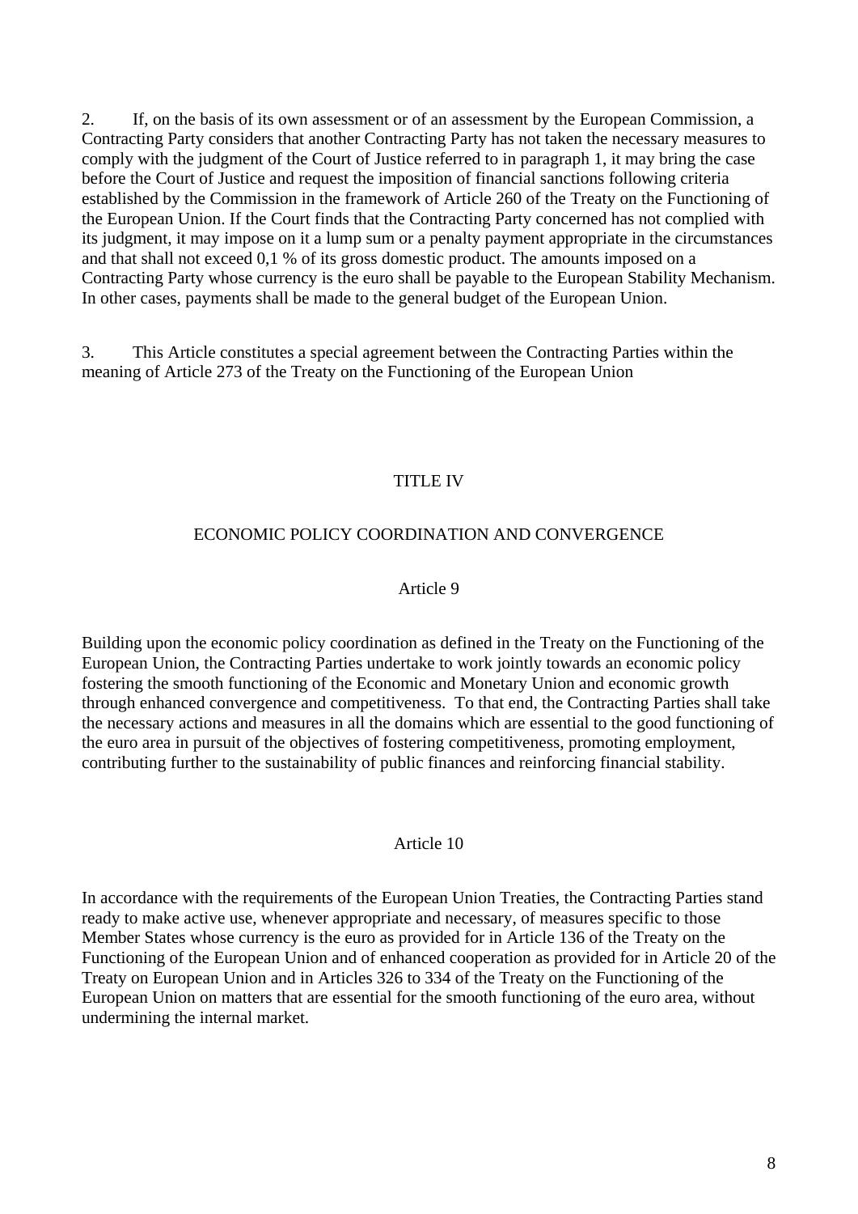2. If, on the basis of its own assessment or of an assessment by the European Commission, a Contracting Party considers that another Contracting Party has not taken the necessary measures to comply with the judgment of the Court of Justice referred to in paragraph 1, it may bring the case before the Court of Justice and request the imposition of financial sanctions following criteria established by the Commission in the framework of Article 260 of the Treaty on the Functioning of the European Union. If the Court finds that the Contracting Party concerned has not complied with its judgment, it may impose on it a lump sum or a penalty payment appropriate in the circumstances and that shall not exceed 0,1 % of its gross domestic product. The amounts imposed on a Contracting Party whose currency is the euro shall be payable to the European Stability Mechanism. In other cases, payments shall be made to the general budget of the European Union.

3. This Article constitutes a special agreement between the Contracting Parties within the meaning of Article 273 of the Treaty on the Functioning of the European Union

## TITLE IV

## ECONOMIC POLICY COORDINATION AND CONVERGENCE

### Article 9

Building upon the economic policy coordination as defined in the Treaty on the Functioning of the European Union, the Contracting Parties undertake to work jointly towards an economic policy fostering the smooth functioning of the Economic and Monetary Union and economic growth through enhanced convergence and competitiveness. To that end, the Contracting Parties shall take the necessary actions and measures in all the domains which are essential to the good functioning of the euro area in pursuit of the objectives of fostering competitiveness, promoting employment, contributing further to the sustainability of public finances and reinforcing financial stability.

### Article 10

In accordance with the requirements of the European Union Treaties, the Contracting Parties stand ready to make active use, whenever appropriate and necessary, of measures specific to those Member States whose currency is the euro as provided for in Article 136 of the Treaty on the Functioning of the European Union and of enhanced cooperation as provided for in Article 20 of the Treaty on European Union and in Articles 326 to 334 of the Treaty on the Functioning of the European Union on matters that are essential for the smooth functioning of the euro area, without undermining the internal market.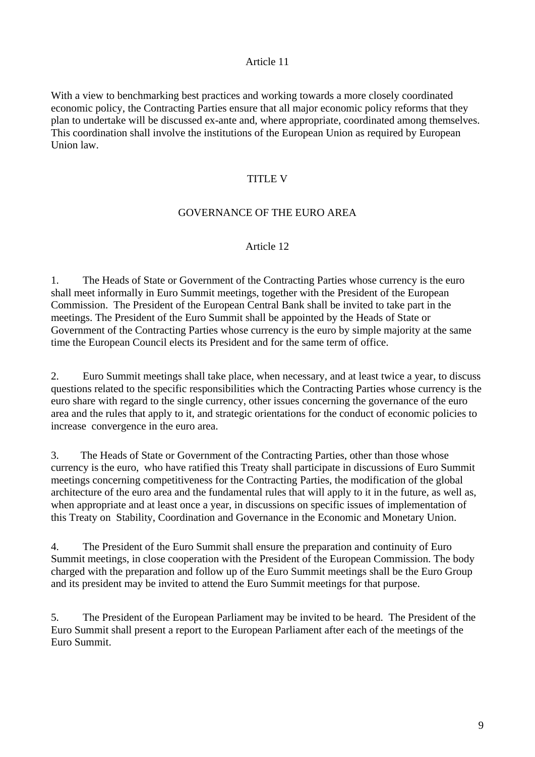Article 11

With a view to benchmarking best practices and working towards a more closely coordinated economic policy, the Contracting Parties ensure that all major economic policy reforms that they plan to undertake will be discussed ex-ante and, where appropriate, coordinated among themselves. This coordination shall involve the institutions of the European Union as required by European Union law.

## TITLE V

## GOVERNANCE OF THE EURO AREA

Article 12

1. The Heads of State or Government of the Contracting Parties whose currency is the euro shall meet informally in Euro Summit meetings, together with the President of the European Commission. The President of the European Central Bank shall be invited to take part in the meetings. The President of the Euro Summit shall be appointed by the Heads of State or Government of the Contracting Parties whose currency is the euro by simple majority at the same time the European Council elects its President and for the same term of office.

2. Euro Summit meetings shall take place, when necessary, and at least twice a year, to discuss questions related to the specific responsibilities which the Contracting Parties whose currency is the euro share with regard to the single currency, other issues concerning the governance of the euro area and the rules that apply to it, and strategic orientations for the conduct of economic policies to increase convergence in the euro area.

3. The Heads of State or Government of the Contracting Parties, other than those whose currency is the euro, who have ratified this Treaty shall participate in discussions of Euro Summit meetings concerning competitiveness for the Contracting Parties, the modification of the global architecture of the euro area and the fundamental rules that will apply to it in the future, as well as, when appropriate and at least once a year, in discussions on specific issues of implementation of this Treaty on Stability, Coordination and Governance in the Economic and Monetary Union.

4. The President of the Euro Summit shall ensure the preparation and continuity of Euro Summit meetings, in close cooperation with the President of the European Commission. The body charged with the preparation and follow up of the Euro Summit meetings shall be the Euro Group and its president may be invited to attend the Euro Summit meetings for that purpose.

5. The President of the European Parliament may be invited to be heard. The President of the Euro Summit shall present a report to the European Parliament after each of the meetings of the Euro Summit.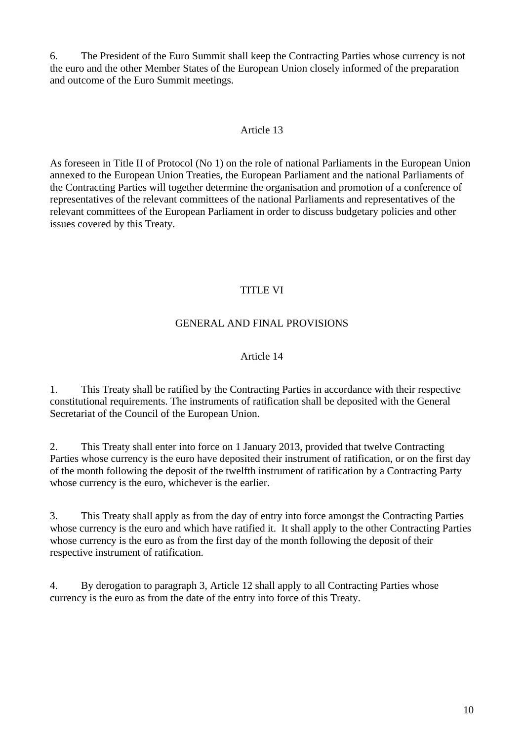6. The President of the Euro Summit shall keep the Contracting Parties whose currency is not the euro and the other Member States of the European Union closely informed of the preparation and outcome of the Euro Summit meetings.

### Article 13

As foreseen in Title II of Protocol (No 1) on the role of national Parliaments in the European Union annexed to the European Union Treaties, the European Parliament and the national Parliaments of the Contracting Parties will together determine the organisation and promotion of a conference of representatives of the relevant committees of the national Parliaments and representatives of the relevant committees of the European Parliament in order to discuss budgetary policies and other issues covered by this Treaty.

## TITLE VI

## GENERAL AND FINAL PROVISIONS

### Article 14

1. This Treaty shall be ratified by the Contracting Parties in accordance with their respective constitutional requirements. The instruments of ratification shall be deposited with the General Secretariat of the Council of the European Union.

2. This Treaty shall enter into force on 1 January 2013, provided that twelve Contracting Parties whose currency is the euro have deposited their instrument of ratification, or on the first day of the month following the deposit of the twelfth instrument of ratification by a Contracting Party whose currency is the euro, whichever is the earlier.

3. This Treaty shall apply as from the day of entry into force amongst the Contracting Parties whose currency is the euro and which have ratified it. It shall apply to the other Contracting Parties whose currency is the euro as from the first day of the month following the deposit of their respective instrument of ratification.

4. By derogation to paragraph 3, Article 12 shall apply to all Contracting Parties whose currency is the euro as from the date of the entry into force of this Treaty.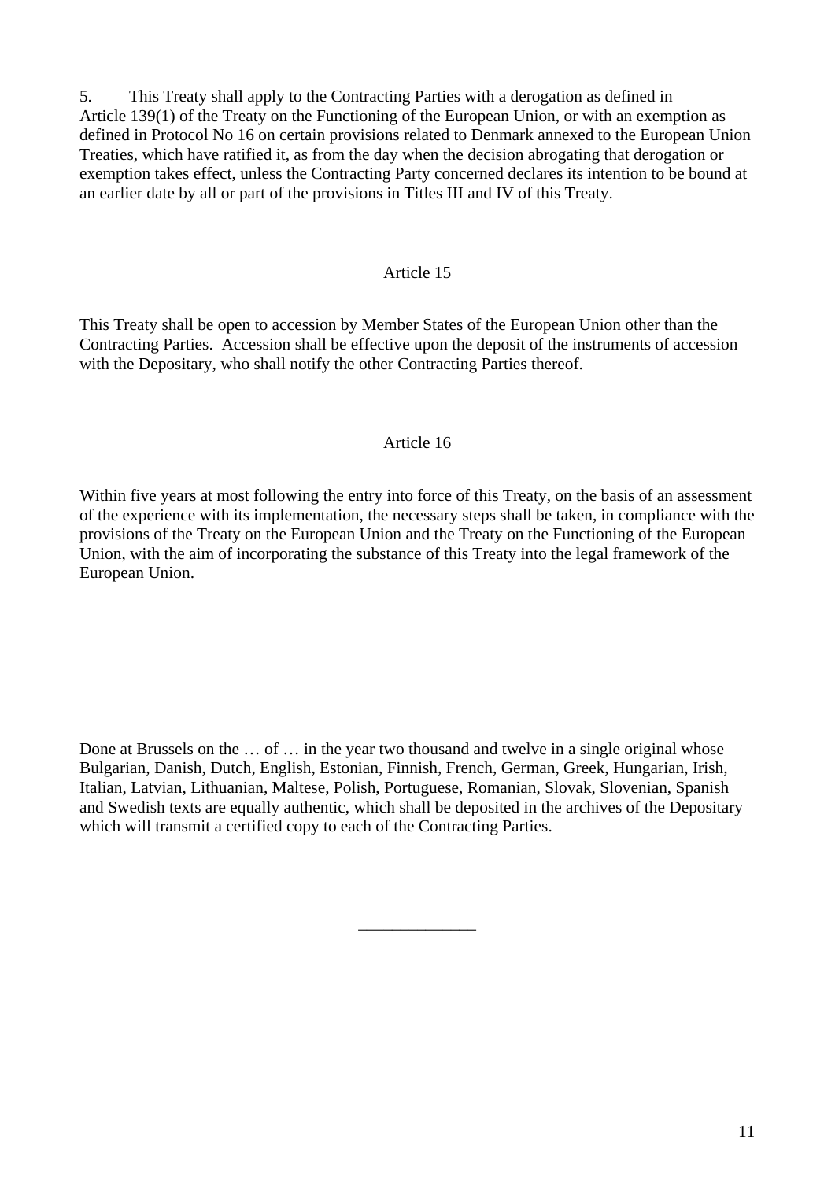5. This Treaty shall apply to the Contracting Parties with a derogation as defined in Article 139(1) of the Treaty on the Functioning of the European Union, or with an exemption as defined in Protocol No 16 on certain provisions related to Denmark annexed to the European Union Treaties, which have ratified it, as from the day when the decision abrogating that derogation or exemption takes effect, unless the Contracting Party concerned declares its intention to be bound at an earlier date by all or part of the provisions in Titles III and IV of this Treaty.

### Article 15

This Treaty shall be open to accession by Member States of the European Union other than the Contracting Parties. Accession shall be effective upon the deposit of the instruments of accession with the Depositary, who shall notify the other Contracting Parties thereof.

### Article 16

Within five years at most following the entry into force of this Treaty, on the basis of an assessment of the experience with its implementation, the necessary steps shall be taken, in compliance with the provisions of the Treaty on the European Union and the Treaty on the Functioning of the European Union, with the aim of incorporating the substance of this Treaty into the legal framework of the European Union.

Done at Brussels on the … of … in the year two thousand and twelve in a single original whose Bulgarian, Danish, Dutch, English, Estonian, Finnish, French, German, Greek, Hungarian, Irish, Italian, Latvian, Lithuanian, Maltese, Polish, Portuguese, Romanian, Slovak, Slovenian, Spanish and Swedish texts are equally authentic, which shall be deposited in the archives of the Depositary which will transmit a certified copy to each of the Contracting Parties.

\_\_\_\_\_\_\_\_\_\_\_\_\_\_